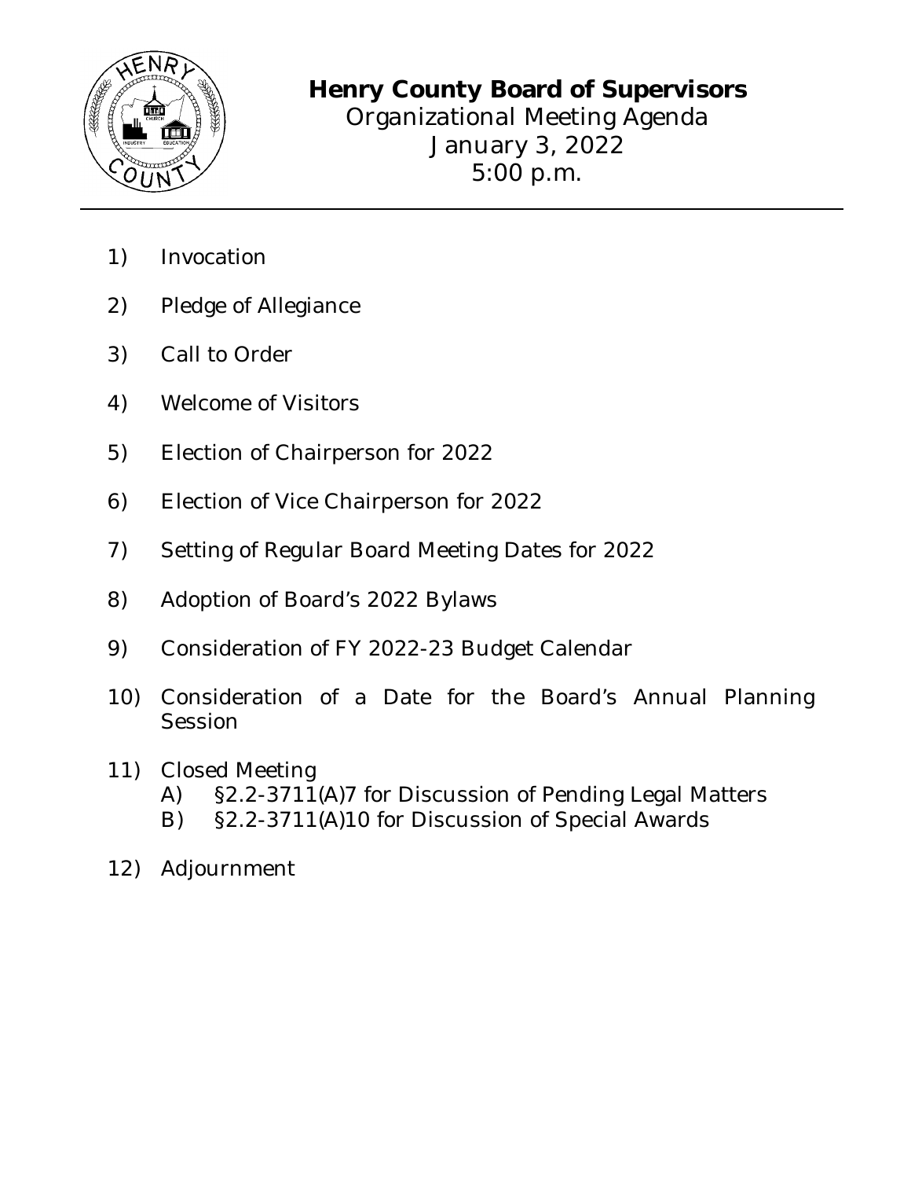# Henry County Board of Supervisors

Organizational Meeting Agenda
January 3, 2022
5:00 p.m.

1) Invocation
2) Pledge of Allegiance
3) Call to Order
4) Welcome of Visitors
5) Election of Chairperson for 2022
6) Election of Vice Chairperson for 2022
7) Setting of Regular Board Meeting Dates for 2022
8) Adoption of Board's 2022 Bylaws
9) Consideration of FY 2022-23 Budget Calendar
10) Consideration of a Date for the Board's Annual Planning Session
11) Closed Meeting
    - A) §2.2-3711(A)7 for Discussion of Pending Legal Matters
    - B) §2.2-3711(A)10 for Discussion of Special Awards
12) Adjournment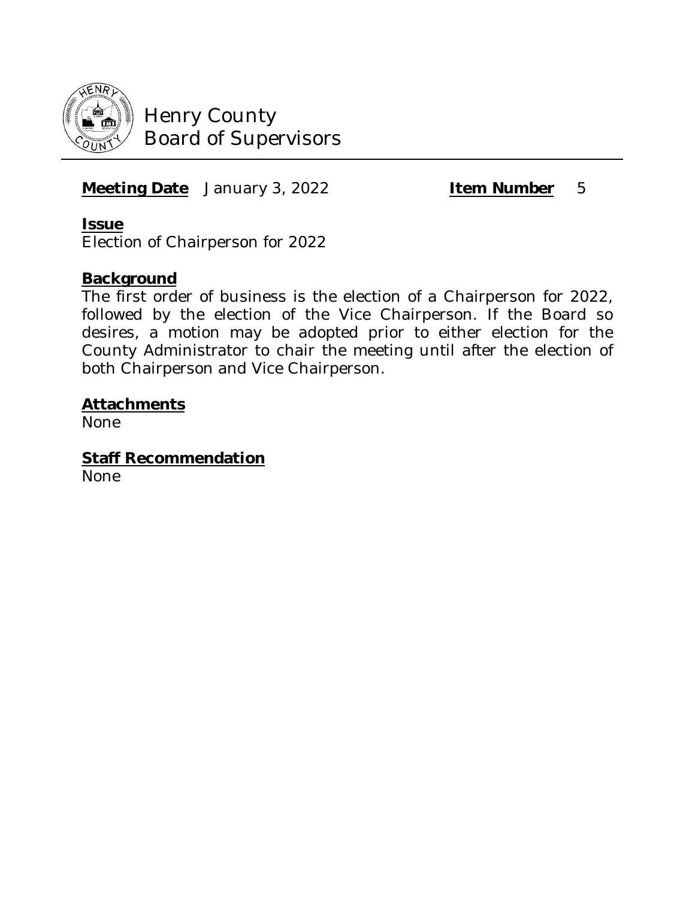# Henry County Board of Supervisors

**Meeting Date** January 3, 2022 **Item Number** 5

**Issue**

Election of Chairperson for 2022

**Background**

The first order of business is the election of a Chairperson for 2022, followed by the election of the Vice Chairperson. If the Board so desires, a motion may be adopted prior to either election for the County Administrator to chair the meeting until after the election of both Chairperson and Vice Chairperson.

**Attachments**

None

**Staff Recommendation**

None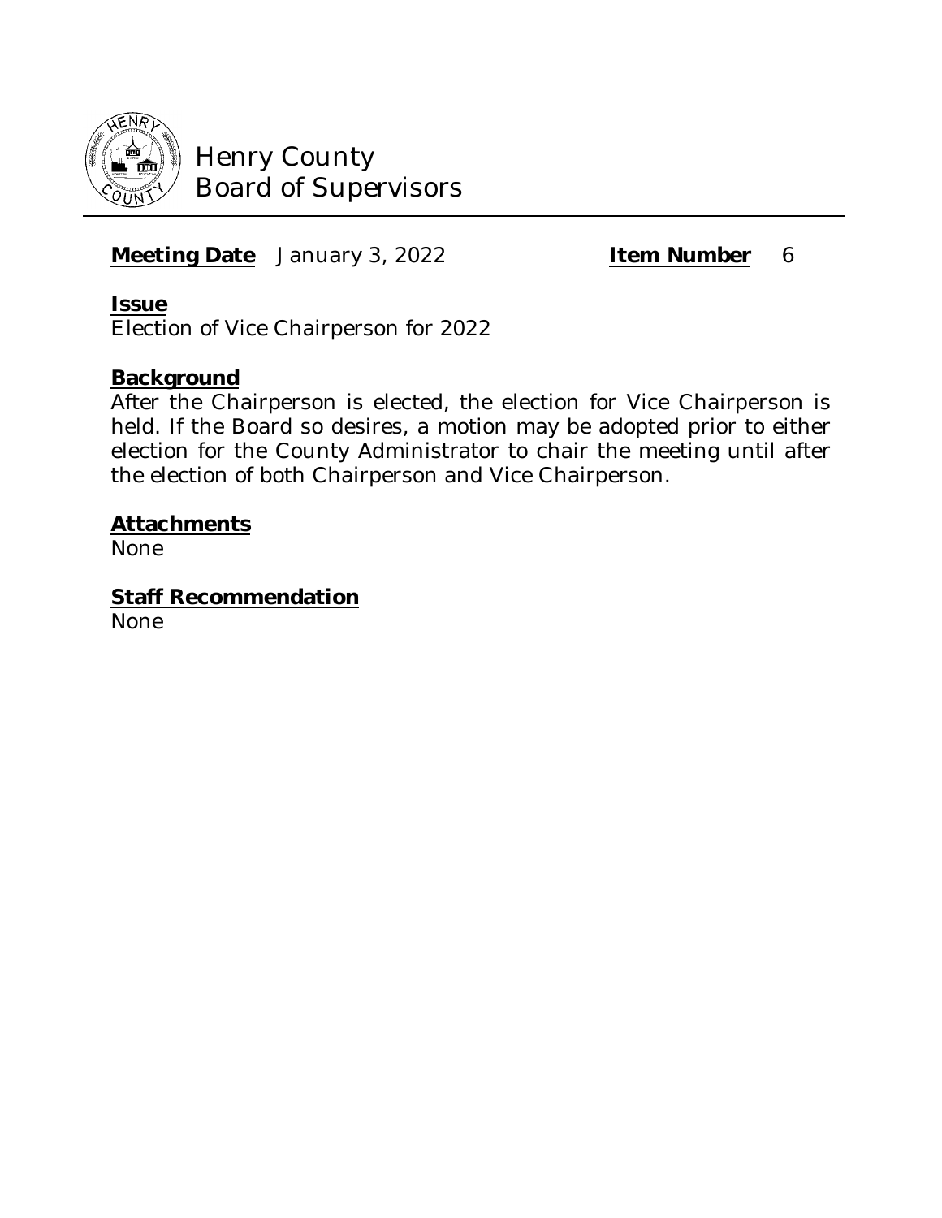# Henry County
# Board of Supervisors

**Meeting Date** January 3, 2022 **Item Number** 6

**Issue**

Election of Vice Chairperson for 2022

**Background**

After the Chairperson is elected, the election for Vice Chairperson is held. If the Board so desires, a motion may be adopted prior to either election for the County Administrator to chair the meeting until after the election of both Chairperson and Vice Chairperson.

**Attachments**

None

**Staff Recommendation**

None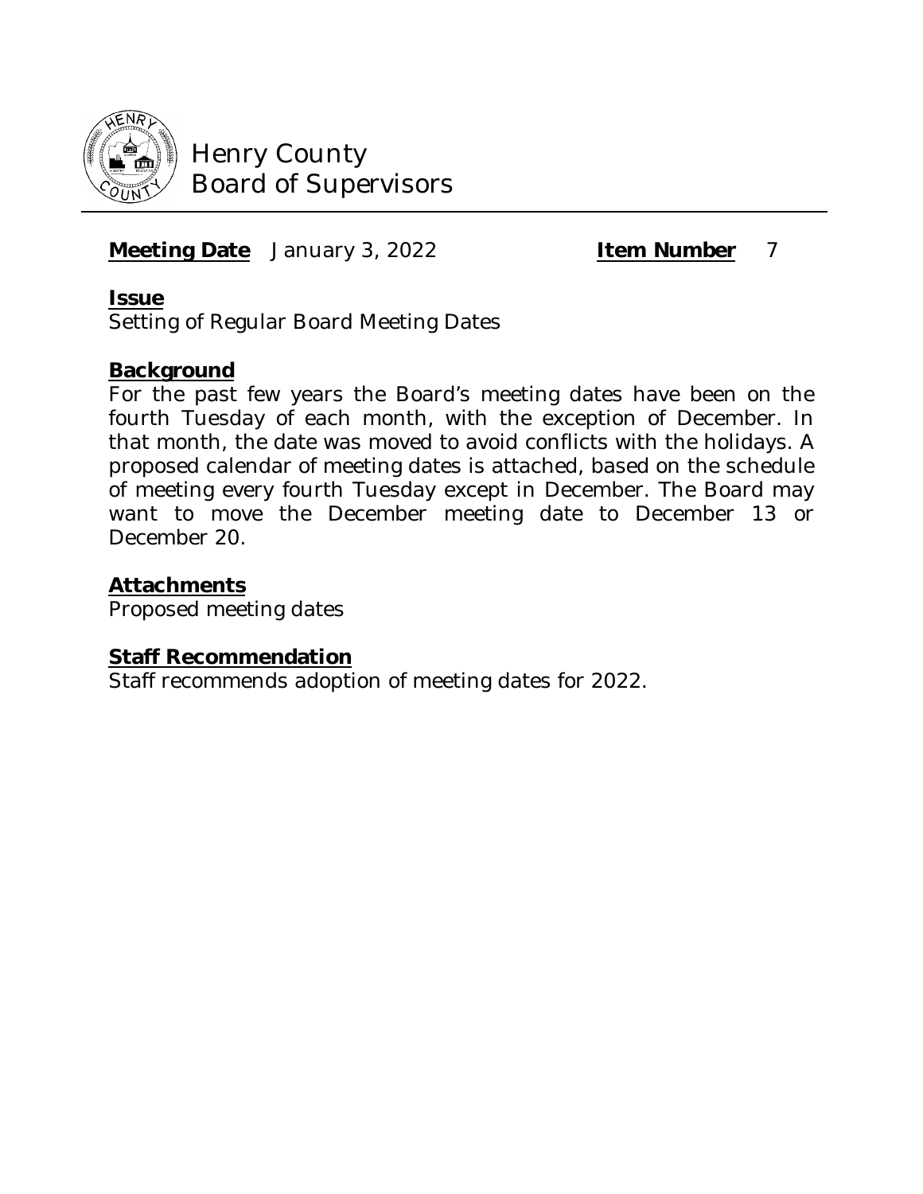# Henry County
## Board of Supervisors

**Meeting Date** January 3, 2022 **Item Number** 7

**Issue**

Setting of Regular Board Meeting Dates

**Background**

For the past few years the Board's meeting dates have been on the fourth Tuesday of each month, with the exception of December. In that month, the date was moved to avoid conflicts with the holidays. A proposed calendar of meeting dates is attached, based on the schedule of meeting every fourth Tuesday except in December. The Board may want to move the December meeting date to December 13 or December 20.

**Attachments**

Proposed meeting dates

**Staff Recommendation**

Staff recommends adoption of meeting dates for 2022.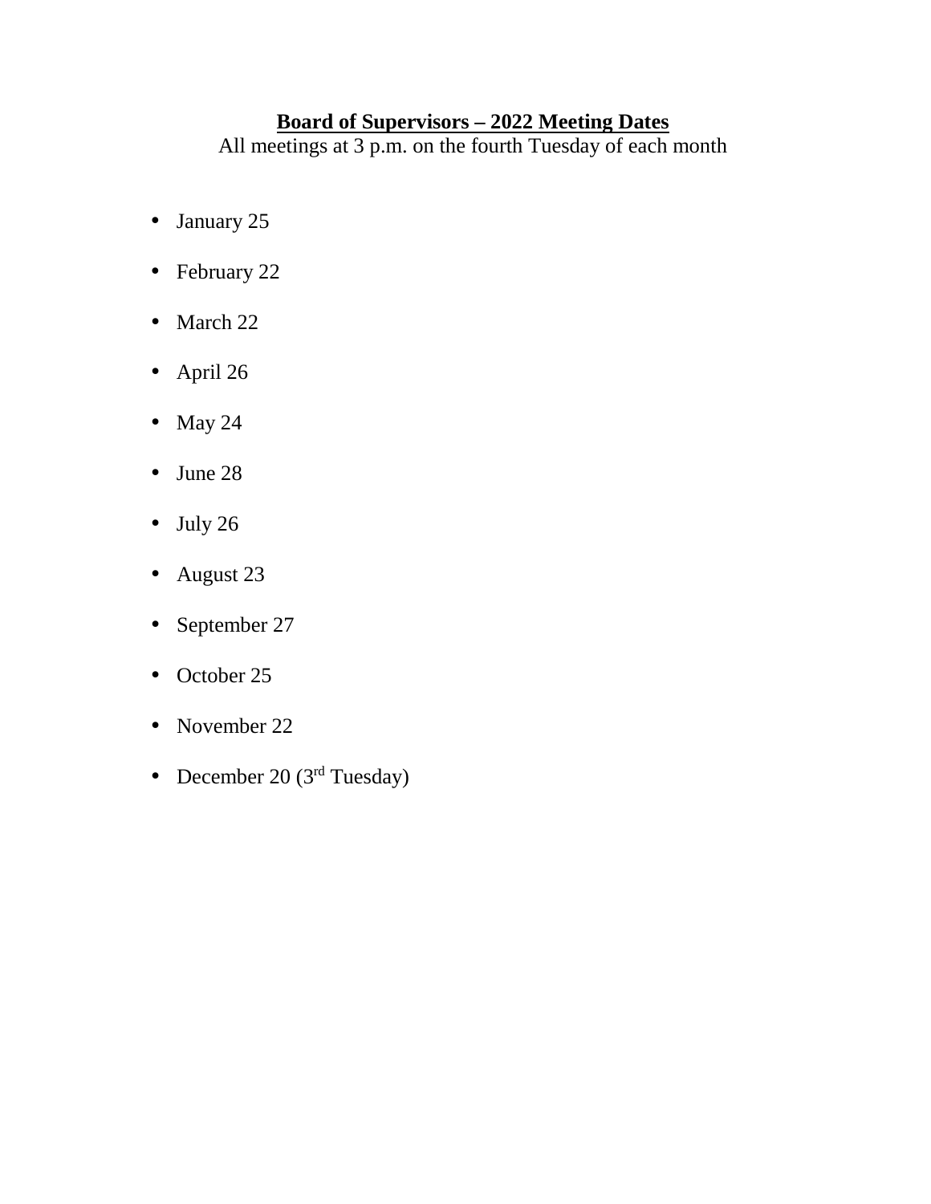**<u>Board of Supervisors – 2022 Meeting Dates</u>**

All meetings at 3 p.m. on the fourth Tuesday of each month

- January 25
- February 22
- March 22
- April 26
- May 24
- June 28
- July 26
- August 23
- September 27
- October 25
- November 22
- December 20 ($3^{rd}$ Tuesday)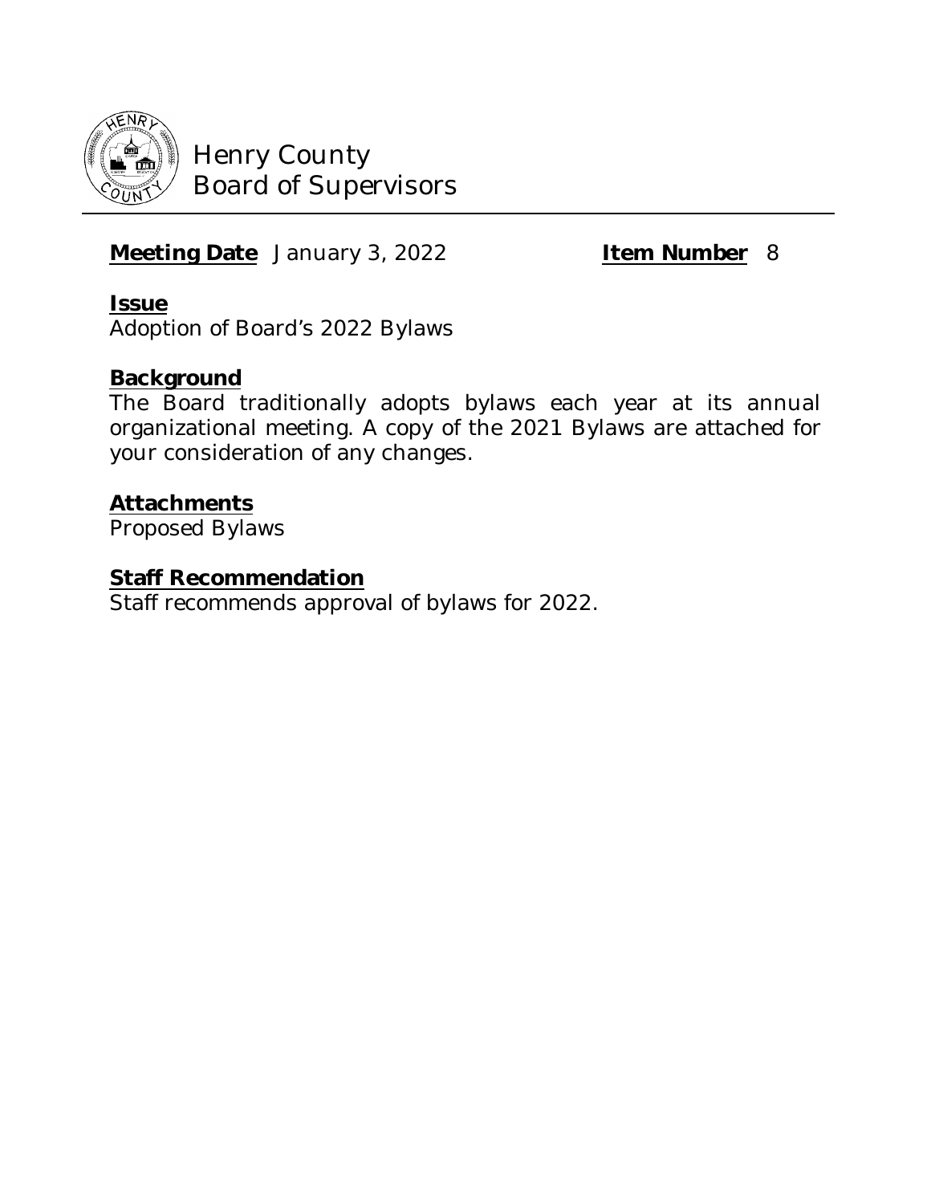# Henry County
## Board of Supervisors

---

**Meeting Date** January 3, 2022 **Item Number** 8

**Issue**

Adoption of Board's 2022 Bylaws

**Background**

The Board traditionally adopts bylaws each year at its annual organizational meeting. A copy of the 2021 Bylaws are attached for your consideration of any changes.

**Attachments**

Proposed Bylaws

**Staff Recommendation**

Staff recommends approval of bylaws for 2022.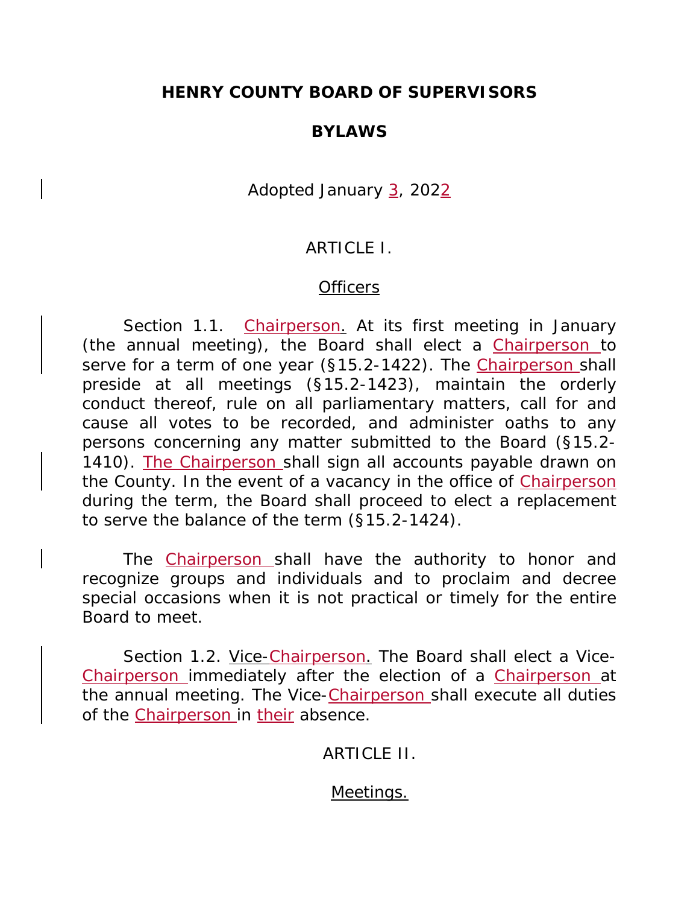**HENRY COUNTY BOARD OF SUPERVISORS**

**BYLAWS**

Adopted January 3, 2022

ARTICLE I.

Officers

Section 1.1. Chairperson. At its first meeting in January (the annual meeting), the Board shall elect a Chairperson to serve for a term of one year (§15.2-1422). The Chairperson shall preside at all meetings (§15.2-1423), maintain the orderly conduct thereof, rule on all parliamentary matters, call for and cause all votes to be recorded, and administer oaths to any persons concerning any matter submitted to the Board (§15.2-1410). The Chairperson shall sign all accounts payable drawn on the County. In the event of a vacancy in the office of Chairperson during the term, the Board shall proceed to elect a replacement to serve the balance of the term (§15.2-1424).

The Chairperson shall have the authority to honor and recognize groups and individuals and to proclaim and decree special occasions when it is not practical or timely for the entire Board to meet.

Section 1.2. Vice-Chairperson. The Board shall elect a Vice-Chairperson immediately after the election of a Chairperson at the annual meeting. The Vice-Chairperson shall execute all duties of the Chairperson in their absence.

ARTICLE II.

Meetings.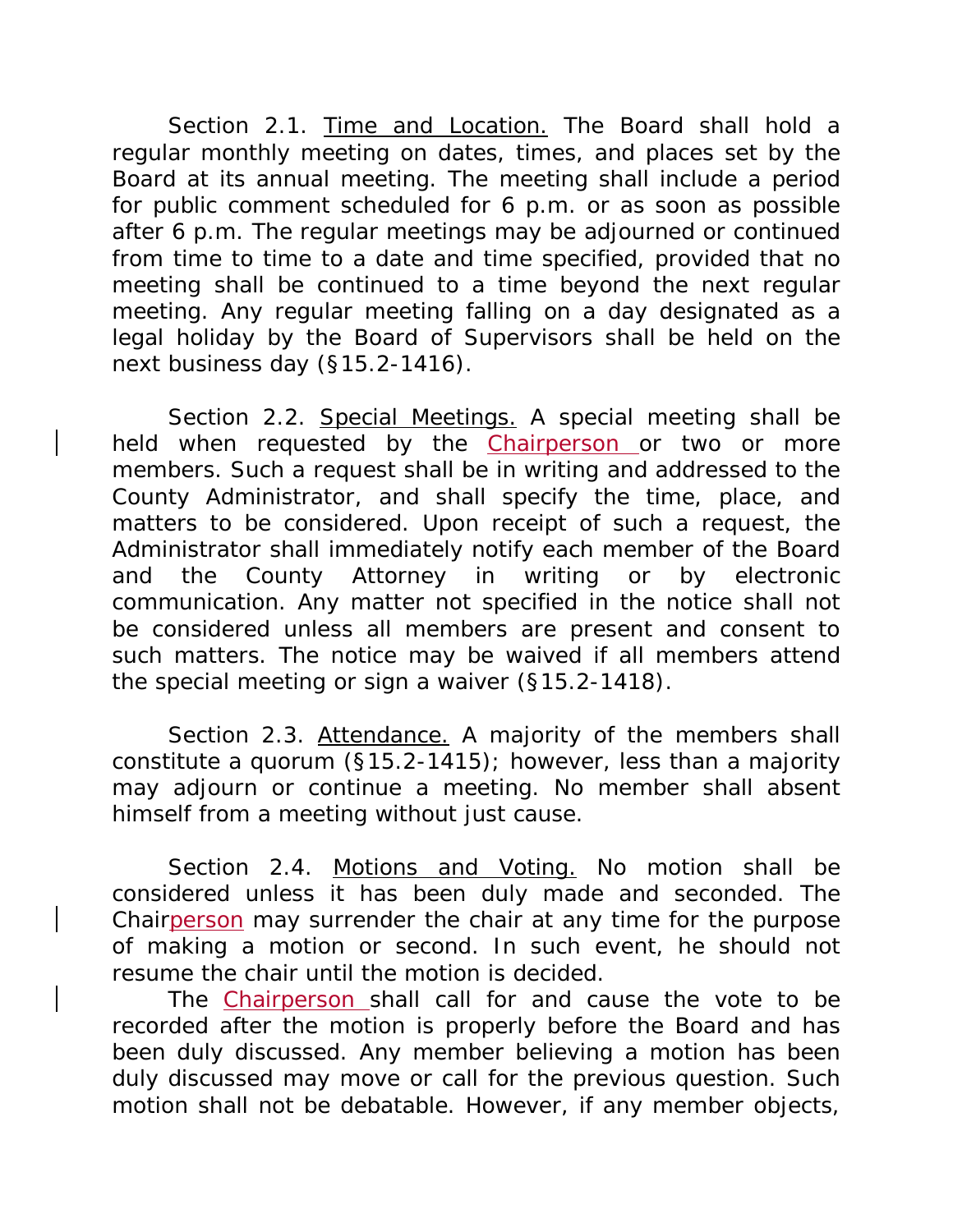Section 2.1. Time and Location. The Board shall hold a regular monthly meeting on dates, times, and places set by the Board at its annual meeting. The meeting shall include a period for public comment scheduled for 6 p.m. or as soon as possible after 6 p.m. The regular meetings may be adjourned or continued from time to time to a date and time specified, provided that no meeting shall be continued to a time beyond the next regular meeting. Any regular meeting falling on a day designated as a legal holiday by the Board of Supervisors shall be held on the next business day (§15.2-1416).

Section 2.2. Special Meetings. A special meeting shall be held when requested by the Chairperson or two or more members. Such a request shall be in writing and addressed to the County Administrator, and shall specify the time, place, and matters to be considered. Upon receipt of such a request, the Administrator shall immediately notify each member of the Board and the County Attorney in writing or by electronic communication. Any matter not specified in the notice shall not be considered unless all members are present and consent to such matters. The notice may be waived if all members attend the special meeting or sign a waiver (§15.2-1418).

Section 2.3. Attendance. A majority of the members shall constitute a quorum (§15.2-1415); however, less than a majority may adjourn or continue a meeting. No member shall absent himself from a meeting without just cause.

Section 2.4. Motions and Voting. No motion shall be considered unless it has been duly made and seconded. The Chairperson may surrender the chair at any time for the purpose of making a motion or second. In such event, he should not resume the chair until the motion is decided.

The Chairperson shall call for and cause the vote to be recorded after the motion is properly before the Board and has been duly discussed. Any member believing a motion has been duly discussed may move or call for the previous question. Such motion shall not be debatable. However, if any member objects,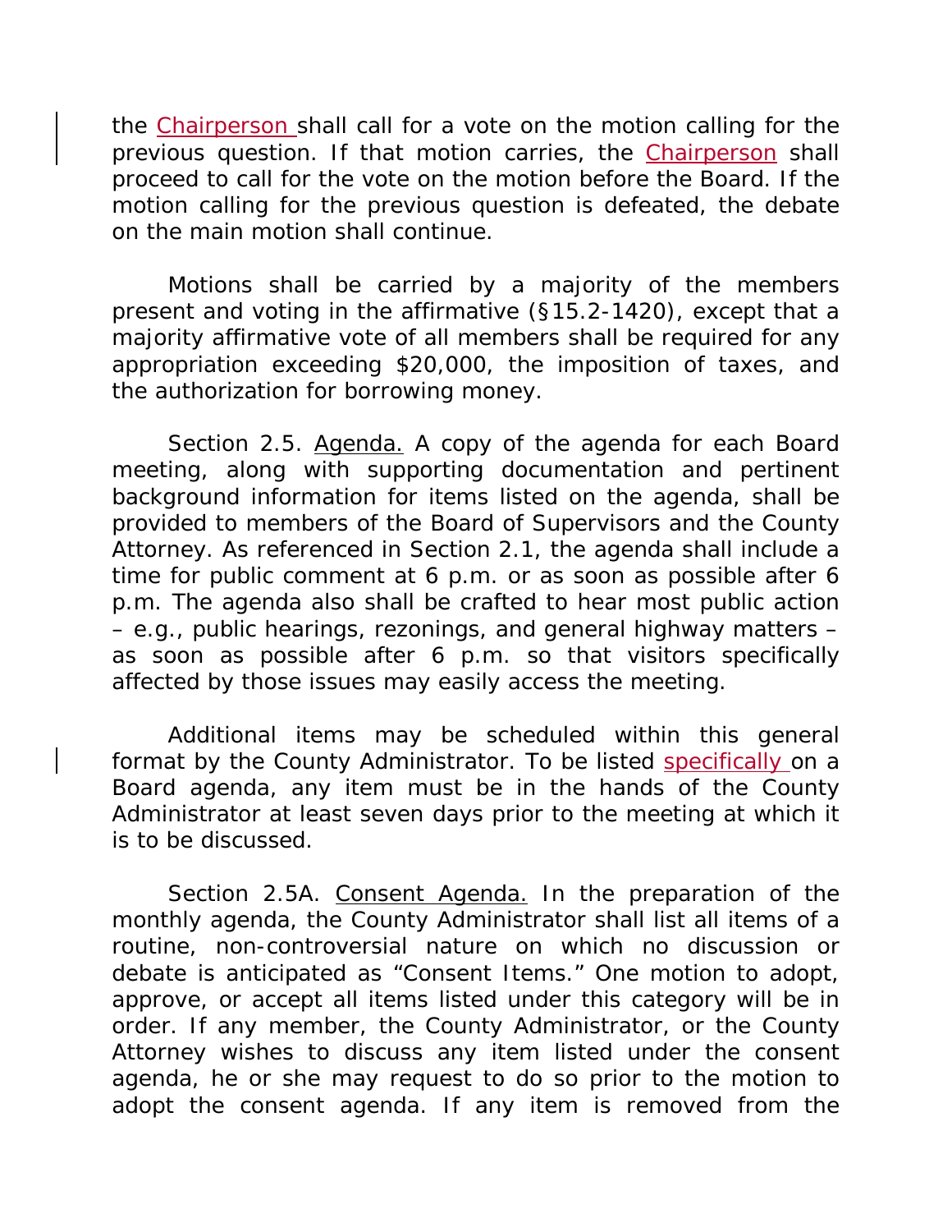the Chairperson shall call for a vote on the motion calling for the previous question. If that motion carries, the Chairperson shall proceed to call for the vote on the motion before the Board. If the motion calling for the previous question is defeated, the debate on the main motion shall continue.

Motions shall be carried by a majority of the members present and voting in the affirmative (§15.2-1420), except that a majority affirmative vote of all members shall be required for any appropriation exceeding $20,000, the imposition of taxes, and the authorization for borrowing money.

Section 2.5. Agenda. A copy of the agenda for each Board meeting, along with supporting documentation and pertinent background information for items listed on the agenda, shall be provided to members of the Board of Supervisors and the County Attorney. As referenced in Section 2.1, the agenda shall include a time for public comment at 6 p.m. or as soon as possible after 6 p.m. The agenda also shall be crafted to hear most public action – e.g., public hearings, rezonings, and general highway matters – as soon as possible after 6 p.m. so that visitors specifically affected by those issues may easily access the meeting.

Additional items may be scheduled within this general format by the County Administrator. To be listed specifically on a Board agenda, any item must be in the hands of the County Administrator at least seven days prior to the meeting at which it is to be discussed.

Section 2.5A. Consent Agenda. In the preparation of the monthly agenda, the County Administrator shall list all items of a routine, non-controversial nature on which no discussion or debate is anticipated as "Consent Items." One motion to adopt, approve, or accept all items listed under this category will be in order. If any member, the County Administrator, or the County Attorney wishes to discuss any item listed under the consent agenda, he or she may request to do so prior to the motion to adopt the consent agenda. If any item is removed from the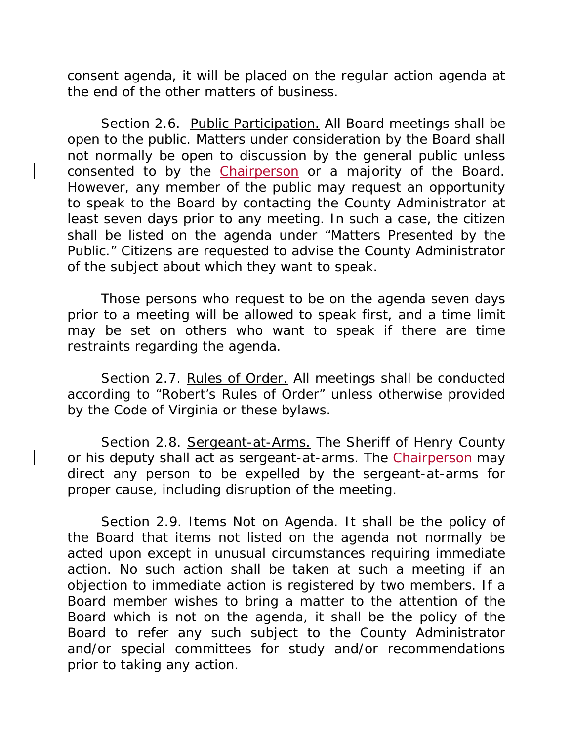consent agenda, it will be placed on the regular action agenda at the end of the other matters of business.

Section 2.6. Public Participation. All Board meetings shall be open to the public. Matters under consideration by the Board shall not normally be open to discussion by the general public unless consented to by the Chairperson or a majority of the Board. However, any member of the public may request an opportunity to speak to the Board by contacting the County Administrator at least seven days prior to any meeting. In such a case, the citizen shall be listed on the agenda under "Matters Presented by the Public." Citizens are requested to advise the County Administrator of the subject about which they want to speak.

Those persons who request to be on the agenda seven days prior to a meeting will be allowed to speak first, and a time limit may be set on others who want to speak if there are time restraints regarding the agenda.

Section 2.7. Rules of Order. All meetings shall be conducted according to "Robert's Rules of Order" unless otherwise provided by the Code of Virginia or these bylaws.

Section 2.8. Sergeant-at-Arms. The Sheriff of Henry County or his deputy shall act as sergeant-at-arms. The Chairperson may direct any person to be expelled by the sergeant-at-arms for proper cause, including disruption of the meeting.

Section 2.9. Items Not on Agenda. It shall be the policy of the Board that items not listed on the agenda not normally be acted upon except in unusual circumstances requiring immediate action. No such action shall be taken at such a meeting if an objection to immediate action is registered by two members. If a Board member wishes to bring a matter to the attention of the Board which is not on the agenda, it shall be the policy of the Board to refer any such subject to the County Administrator and/or special committees for study and/or recommendations prior to taking any action.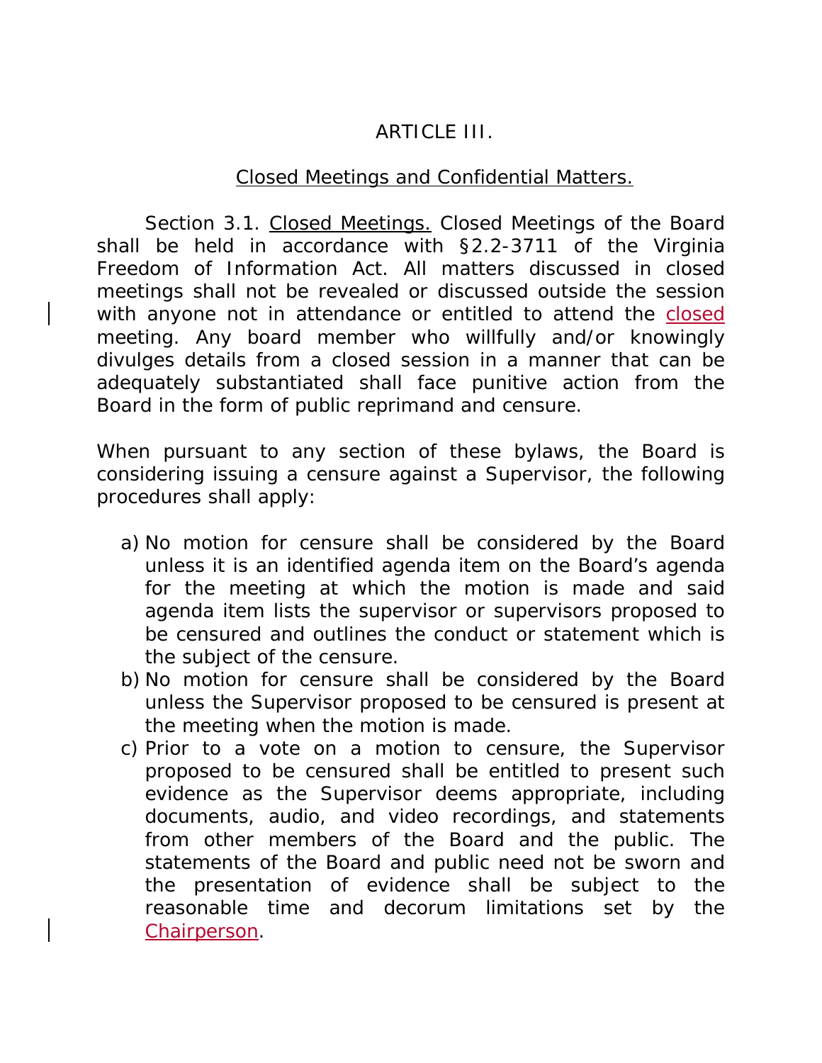## ARTICLE III.

## Closed Meetings and Confidential Matters.

Section 3.1. Closed Meetings. Closed Meetings of the Board shall be held in accordance with §2.2-3711 of the Virginia Freedom of Information Act. All matters discussed in closed meetings shall not be revealed or discussed outside the session with anyone not in attendance or entitled to attend the closed meeting. Any board member who willfully and/or knowingly divulges details from a closed session in a manner that can be adequately substantiated shall face punitive action from the Board in the form of public reprimand and censure.

When pursuant to any section of these bylaws, the Board is considering issuing a censure against a Supervisor, the following procedures shall apply:

a) No motion for censure shall be considered by the Board unless it is an identified agenda item on the Board's agenda for the meeting at which the motion is made and said agenda item lists the supervisor or supervisors proposed to be censured and outlines the conduct or statement which is the subject of the censure.
b) No motion for censure shall be considered by the Board unless the Supervisor proposed to be censured is present at the meeting when the motion is made.
c) Prior to a vote on a motion to censure, the Supervisor proposed to be censured shall be entitled to present such evidence as the Supervisor deems appropriate, including documents, audio, and video recordings, and statements from other members of the Board and the public. The statements of the Board and public need not be sworn and the presentation of evidence shall be subject to the reasonable time and decorum limitations set by the Chairperson.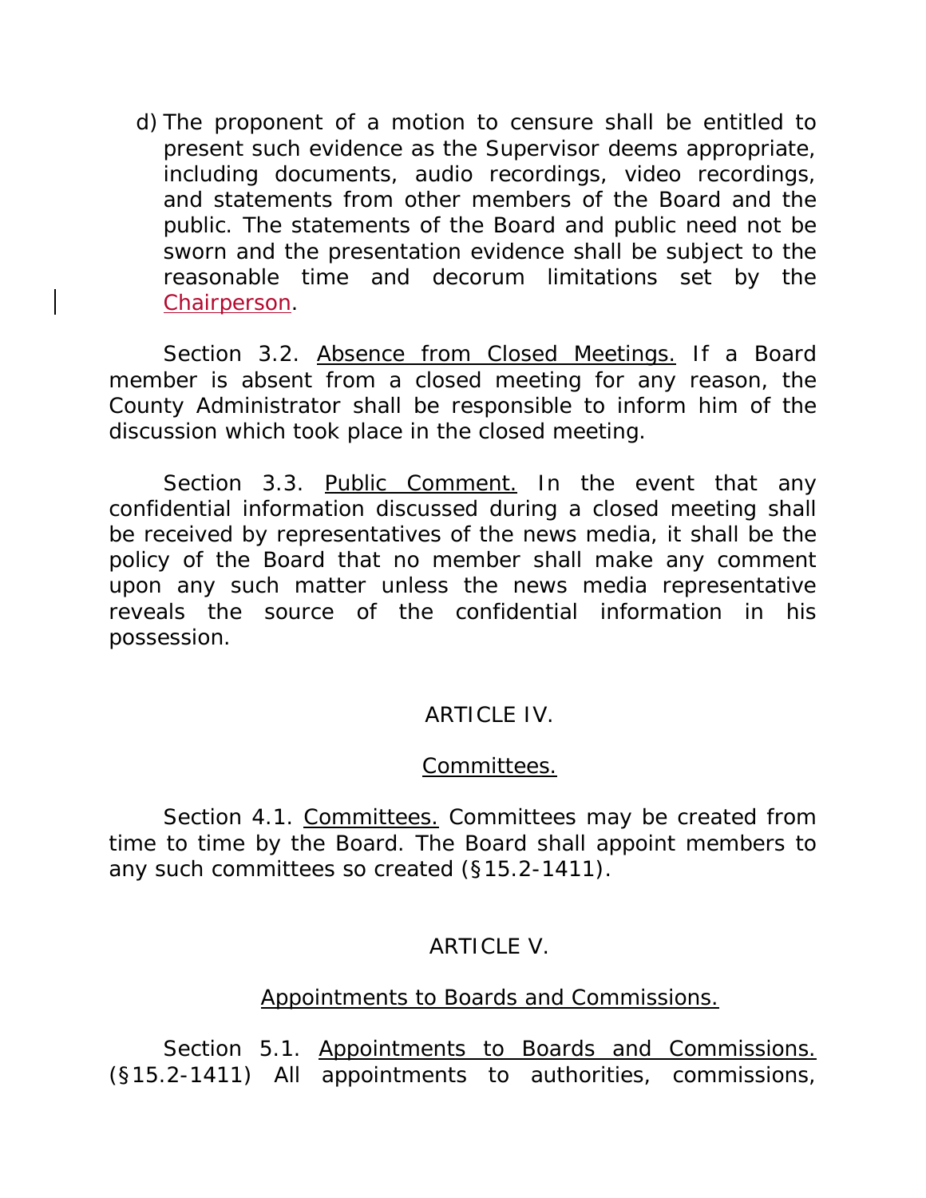d) The proponent of a motion to censure shall be entitled to present such evidence as the Supervisor deems appropriate, including documents, audio recordings, video recordings, and statements from other members of the Board and the public. The statements of the Board and public need not be sworn and the presentation evidence shall be subject to the reasonable time and decorum limitations set by the Chairperson.

Section 3.2. Absence from Closed Meetings. If a Board member is absent from a closed meeting for any reason, the County Administrator shall be responsible to inform him of the discussion which took place in the closed meeting.

Section 3.3. Public Comment. In the event that any confidential information discussed during a closed meeting shall be received by representatives of the news media, it shall be the policy of the Board that no member shall make any comment upon any such matter unless the news media representative reveals the source of the confidential information in his possession.

## ARTICLE IV.

## Committees.

Section 4.1. Committees. Committees may be created from time to time by the Board. The Board shall appoint members to any such committees so created (§15.2-1411).

## ARTICLE V.

## Appointments to Boards and Commissions.

Section 5.1. Appointments to Boards and Commissions. (§15.2-1411) All appointments to authorities, commissions,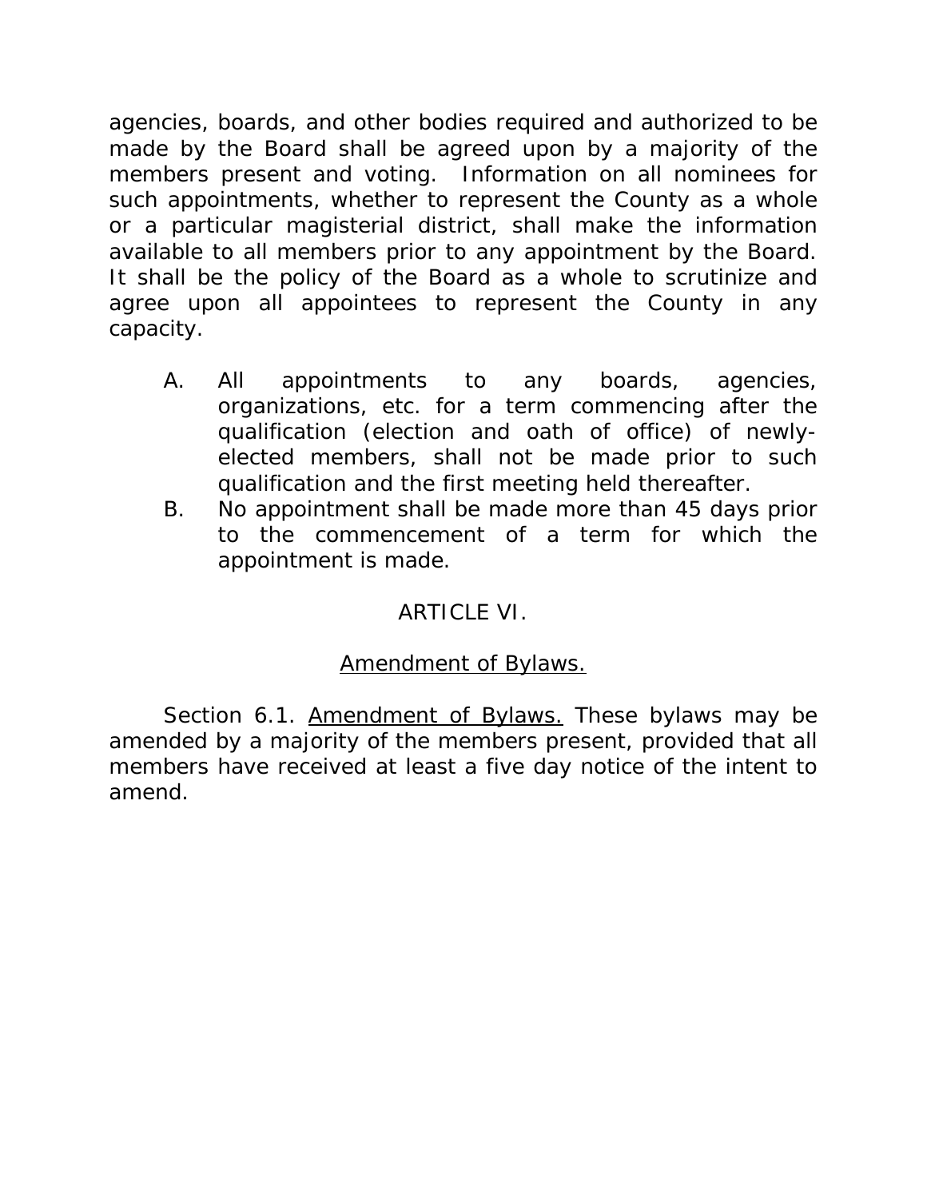agencies, boards, and other bodies required and authorized to be made by the Board shall be agreed upon by a majority of the members present and voting. Information on all nominees for such appointments, whether to represent the County as a whole or a particular magisterial district, shall make the information available to all members prior to any appointment by the Board. It shall be the policy of the Board as a whole to scrutinize and agree upon all appointees to represent the County in any capacity.

A. All appointments to any boards, agencies, organizations, etc. for a term commencing after the qualification (election and oath of office) of newly-elected members, shall not be made prior to such qualification and the first meeting held thereafter.

B. No appointment shall be made more than 45 days prior to the commencement of a term for which the appointment is made.

## ARTICLE VI.

## Amendment of Bylaws.

Section 6.1. Amendment of Bylaws. These bylaws may be amended by a majority of the members present, provided that all members have received at least a five day notice of the intent to amend.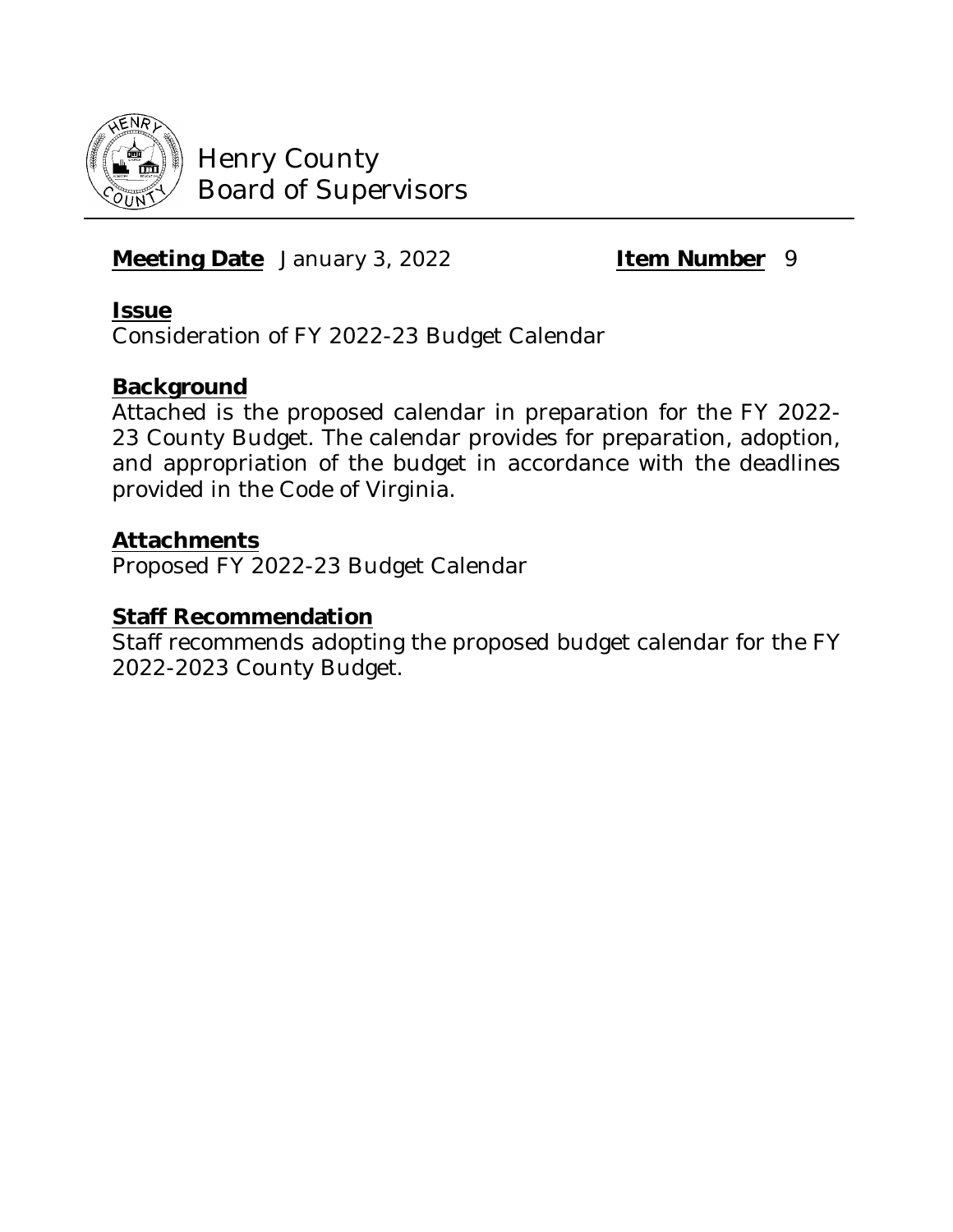# Henry County
## Board of Supervisors

**Meeting Date** January 3, 2022 **Item Number** 9

**Issue**

Consideration of FY 2022-23 Budget Calendar

**Background**

Attached is the proposed calendar in preparation for the FY 2022-23 County Budget. The calendar provides for preparation, adoption, and appropriation of the budget in accordance with the deadlines provided in the Code of Virginia.

**Attachments**

Proposed FY 2022-23 Budget Calendar

**Staff Recommendation**

Staff recommends adopting the proposed budget calendar for the FY 2022-2023 County Budget.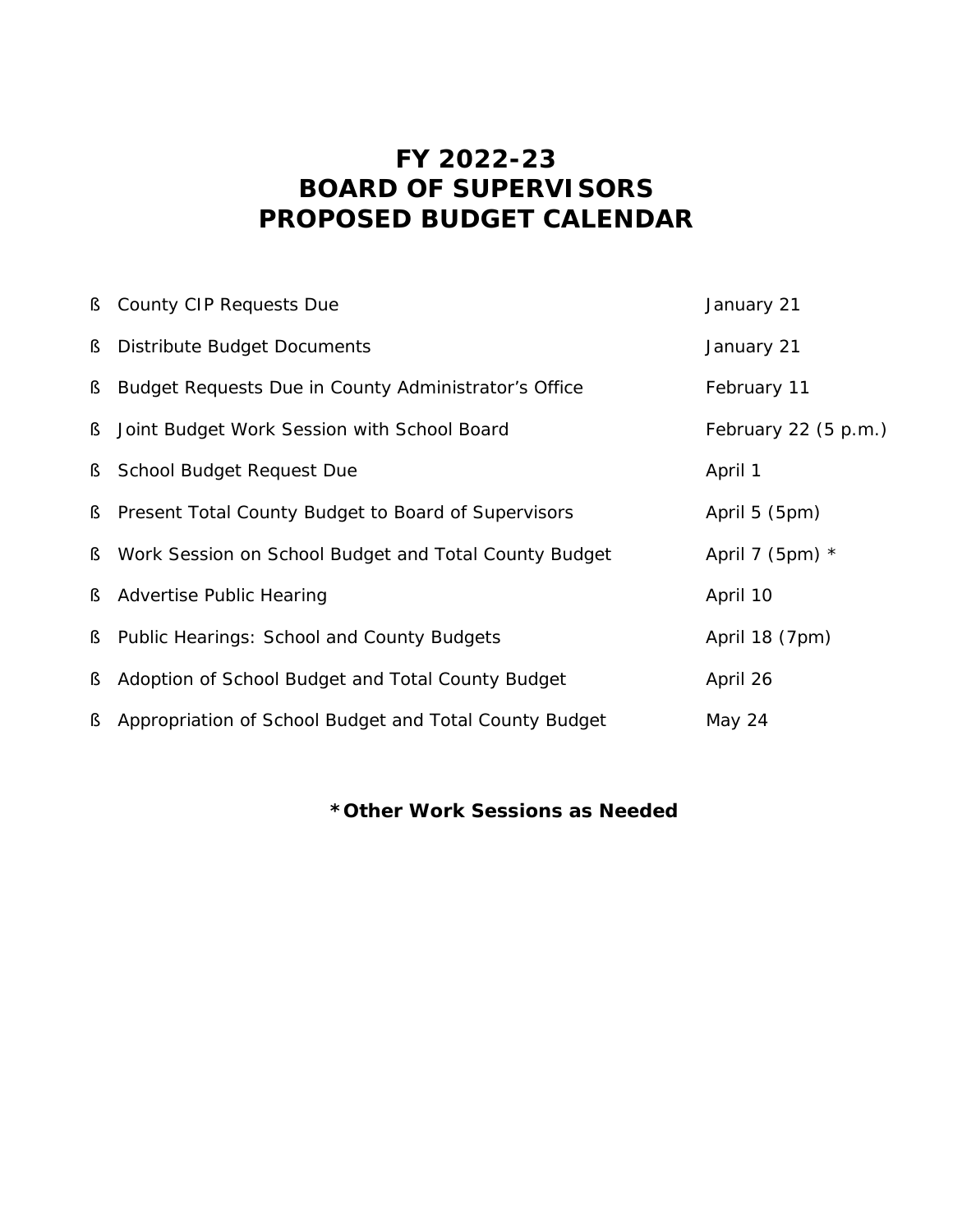# FY 2022-23
# BOARD OF SUPERVISORS
# PROPOSED BUDGET CALENDAR

| | |
|---|---|
| ß County CIP Requests Due | January 21 |
| ß Distribute Budget Documents | January 21 |
| ß Budget Requests Due in County Administrator's Office | February 11 |
| ß Joint Budget Work Session with School Board | February 22 (5 p.m.) |
| ß School Budget Request Due | April 1 |
| ß Present Total County Budget to Board of Supervisors | April 5 (5pm) |
| ß Work Session on School Budget and Total County Budget | April 7 (5pm) * |
| ß Advertise Public Hearing | April 10 |
| ß Public Hearings: School and County Budgets | April 18 (7pm) |
| ß Adoption of School Budget and Total County Budget | April 26 |
| ß Appropriation of School Budget and Total County Budget | May 24 |

**\*Other Work Sessions as Needed**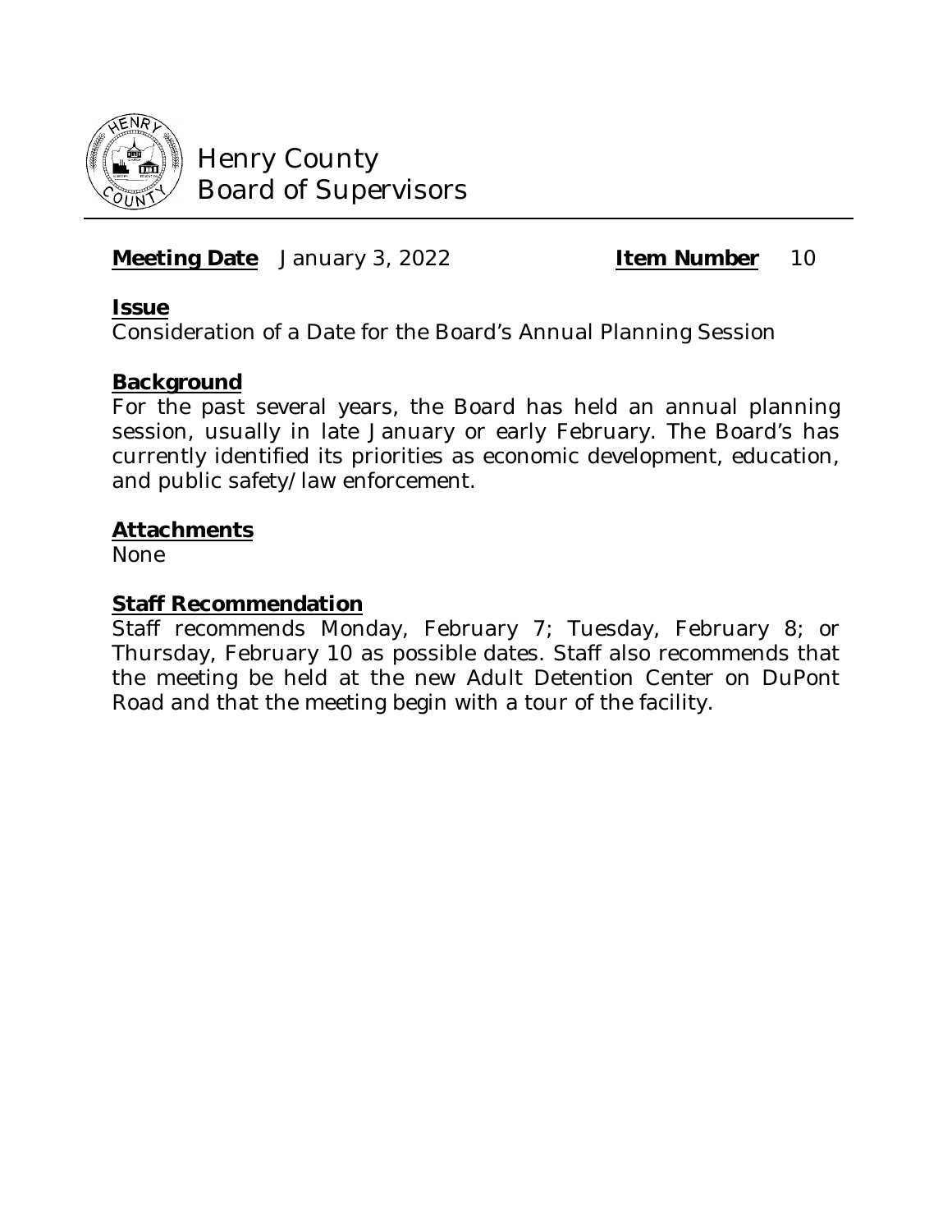# Henry County Board of Supervisors

**Meeting Date** January 3, 2022 **Item Number** 10

**Issue**

Consideration of a Date for the Board's Annual Planning Session

**Background**

For the past several years, the Board has held an annual planning session, usually in late January or early February. The Board's has currently identified its priorities as economic development, education, and public safety/law enforcement.

**Attachments**

None

**Staff Recommendation**

Staff recommends Monday, February 7; Tuesday, February 8; or Thursday, February 10 as possible dates. Staff also recommends that the meeting be held at the new Adult Detention Center on DuPont Road and that the meeting begin with a tour of the facility.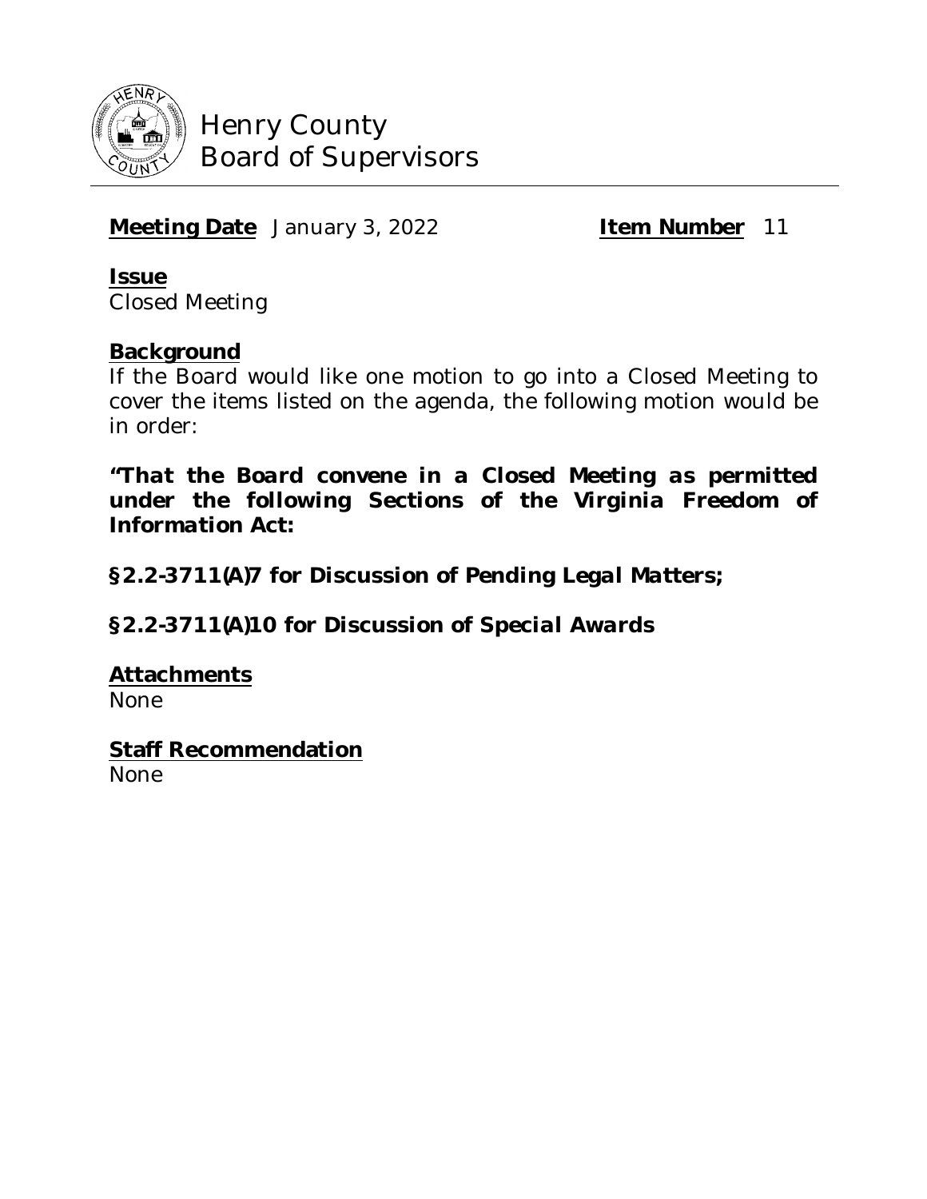# Henry County Board of Supervisors

**Meeting Date** January 3, 2022 **Item Number** 11

**Issue**

Closed Meeting

**Background**

If the Board would like one motion to go into a Closed Meeting to cover the items listed on the agenda, the following motion would be in order:

***"That the Board convene in a Closed Meeting as permitted under the following Sections of the Virginia Freedom of Information Act:***

***§2.2-3711(A)7 for Discussion of Pending Legal Matters;***

***§2.2-3711(A)10 for Discussion of Special Awards***

**Attachments**

None

**Staff Recommendation**

None